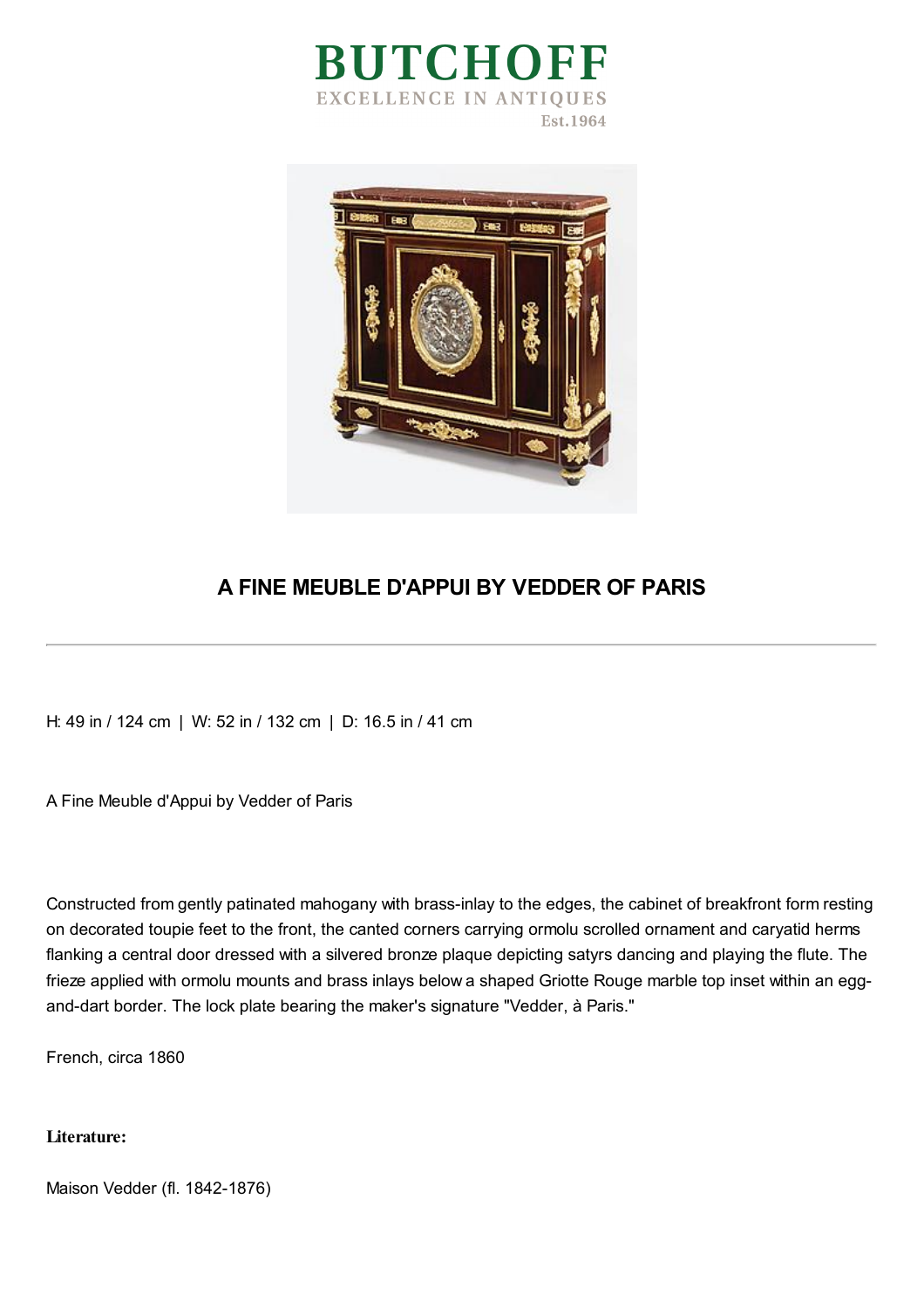# BUTCHOFF

EXCELLENCE IN ANTIQUES

Est.1964

## A FINE MEUBLE D'APPUI BY VEDDER OF PARIS

---

H: 49 in / 124 cm | W: 52 in / 132 cm | D: 16.5 in / 41 cm

A Fine Meuble d'Appui by Vedder of Paris

Constructed from gently patinated mahogany with brass-inlay to the edges, the cabinet of breakfront form resting on decorated toupie feet to the front, the canted corners carrying ormolu scrolled ornament and caryatid herms flanking a central door dressed with a silvered bronze plaque depicting satyrs dancing and playing the flute. The frieze applied with ormolu mounts and brass inlays below a shaped Griotte Rouge marble top inset within an egg-and-dart border. The lock plate bearing the maker's signature "Vedder, à Paris."

French, circa 1860

**Literature:**

Maison Vedder (fl. 1842-1876)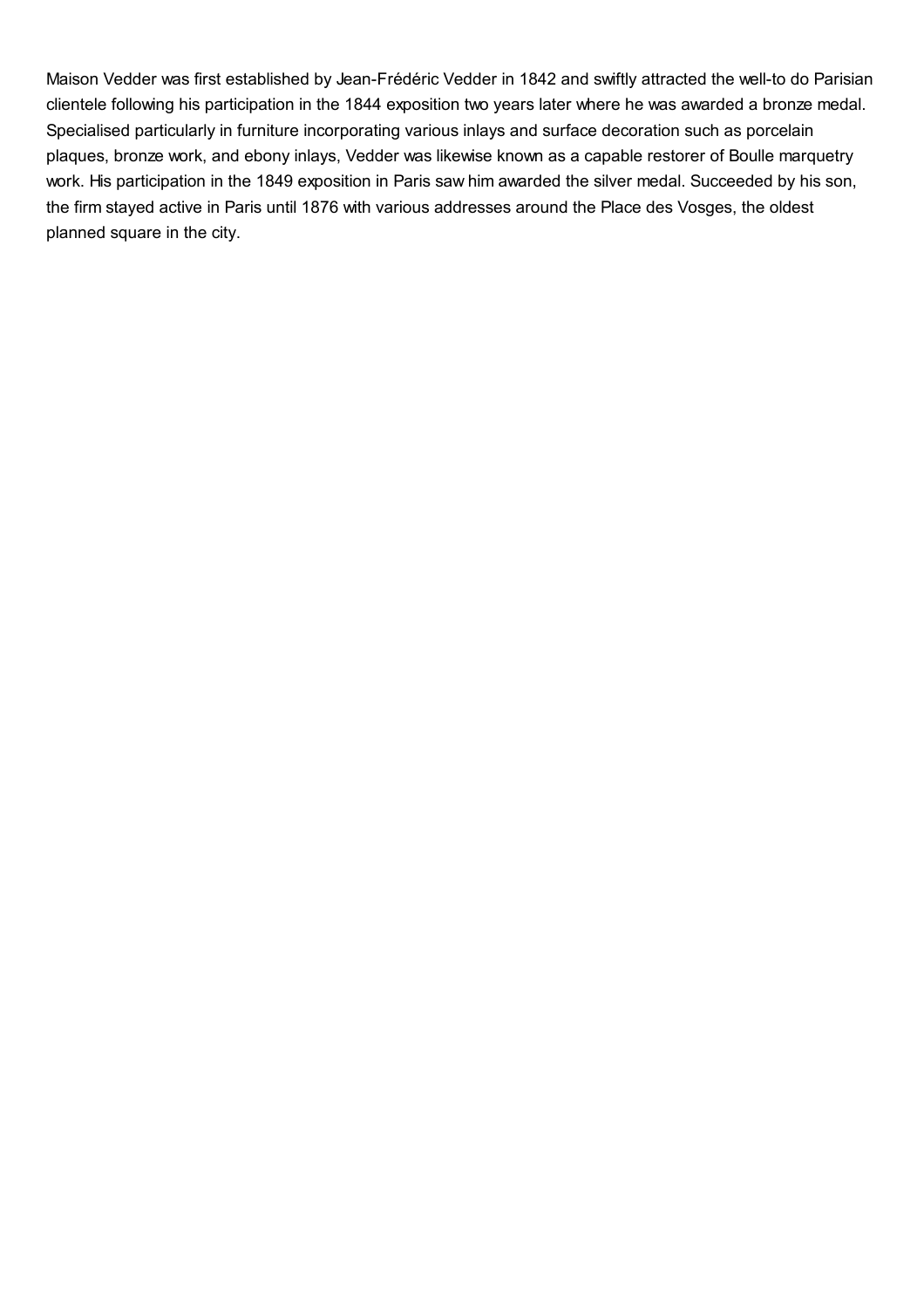Maison Vedder was first established by Jean-Frédéric Vedder in 1842 and swiftly attracted the well-to do Parisian clientele following his participation in the 1844 exposition two years later where he was awarded a bronze medal. Specialised particularly in furniture incorporating various inlays and surface decoration such as porcelain plaques, bronze work, and ebony inlays, Vedder was likewise known as a capable restorer of Boulle marquetry work. His participation in the 1849 exposition in Paris saw him awarded the silver medal. Succeeded by his son, the firm stayed active in Paris until 1876 with various addresses around the Place des Vosges, the oldest planned square in the city.